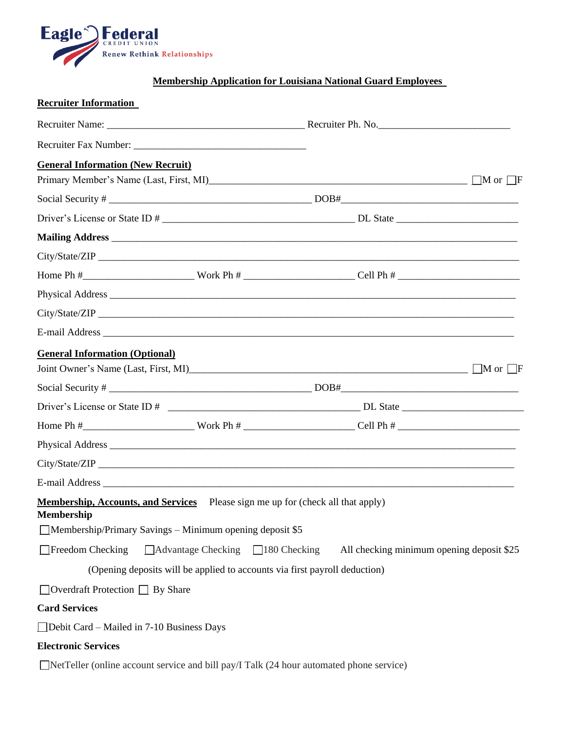Eagle Federal CREDIT UNION

Renew Rethink Relationships

**Membership Application for Louisiana National Guard Employees**

**Recruiter Information**

Recruiter Name: _______________________________________ Recruiter Ph. No.________________________

Recruiter Fax Number: __________________________________

**General Information (New Recruit)**

Primary Member's Name (Last, First, MI)__________________________________________________ ☐M or ☐F

Social Security # _______________________________________ DOB#___________________________________

Driver's License or State ID # ____________________________________ DL State _______________________

**Mailing Address** ______________________________________________________________________________

City/State/ZIP _________________________________________________________________________________

Home Ph #_____________________ Work Ph # _____________________ Cell Ph # _______________________

Physical Address _______________________________________________________________________________

City/State/ZIP _________________________________________________________________________________

E-mail Address ________________________________________________________________________________

**General Information (Optional)**

Joint Owner's Name (Last, First, MI)_______________________________________________________ ☐M or ☐F

Social Security # _______________________________________ DOB#___________________________________

Driver's License or State ID # ____________________________________ DL State _______________________

Home Ph #_____________________ Work Ph # _____________________ Cell Ph # _______________________

Physical Address _______________________________________________________________________________

City/State/ZIP _________________________________________________________________________________

E-mail Address ________________________________________________________________________________

**Membership, Accounts, and Services** Please sign me up for (check all that apply)

**Membership**

☐Membership/Primary Savings – Minimum opening deposit $5

☐Freedom Checking ☐Advantage Checking ☐180 Checking All checking minimum opening deposit $25

(Opening deposits will be applied to accounts via first payroll deduction)

☐Overdraft Protection ☐ By Share

**Card Services**

☐Debit Card – Mailed in 7-10 Business Days

**Electronic Services**

☐NetTeller (online account service and bill pay/I Talk (24 hour automated phone service)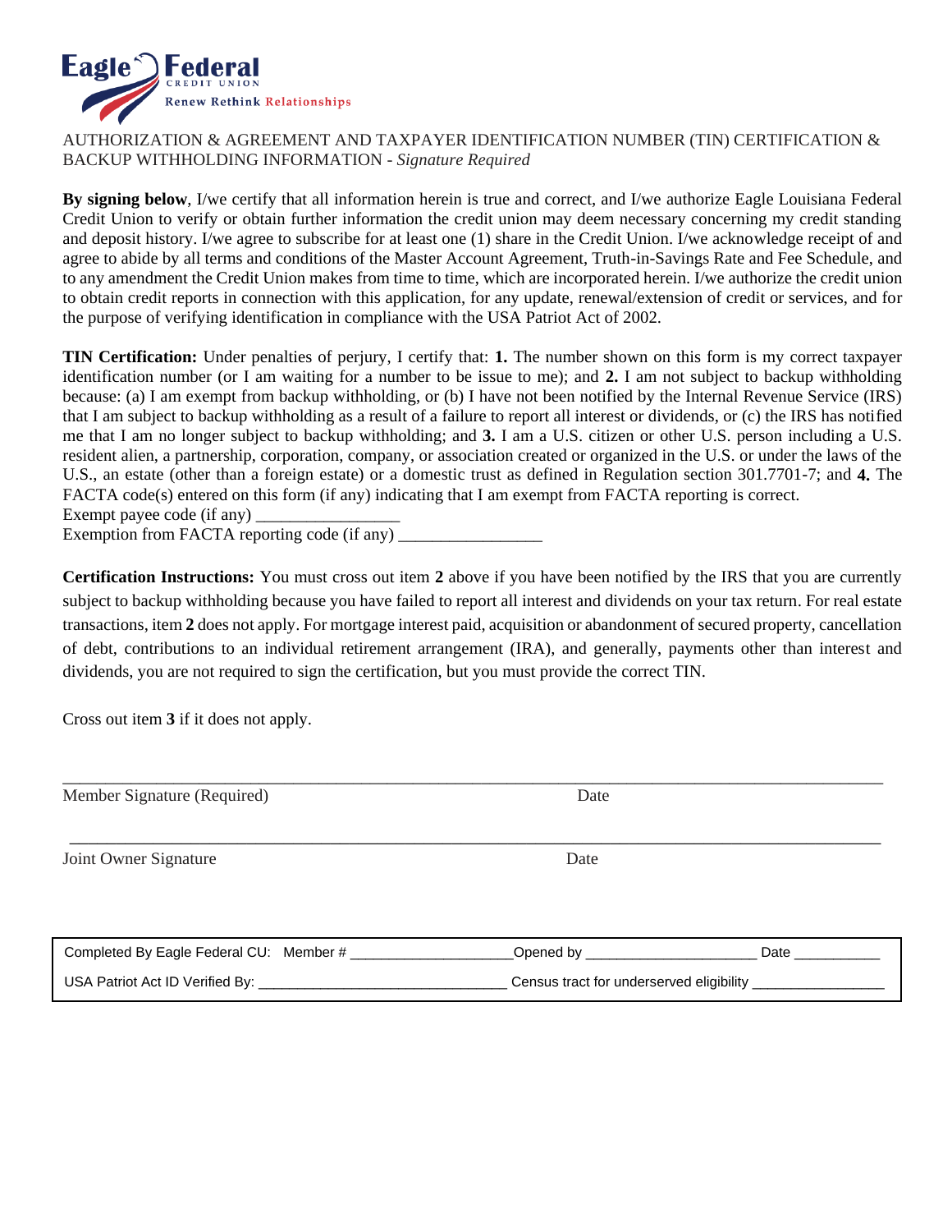Eagle Federal CREDIT UNION
Renew Rethink Relationships

AUTHORIZATION & AGREEMENT AND TAXPAYER IDENTIFICATION NUMBER (TIN) CERTIFICATION & BACKUP WITHHOLDING INFORMATION - *Signature Required*

**By signing below**, I/we certify that all information herein is true and correct, and I/we authorize Eagle Louisiana Federal Credit Union to verify or obtain further information the credit union may deem necessary concerning my credit standing and deposit history. I/we agree to subscribe for at least one (1) share in the Credit Union. I/we acknowledge receipt of and agree to abide by all terms and conditions of the Master Account Agreement, Truth-in-Savings Rate and Fee Schedule, and to any amendment the Credit Union makes from time to time, which are incorporated herein. I/we authorize the credit union to obtain credit reports in connection with this application, for any update, renewal/extension of credit or services, and for the purpose of verifying identification in compliance with the USA Patriot Act of 2002.

**TIN Certification:** Under penalties of perjury, I certify that: **1.** The number shown on this form is my correct taxpayer identification number (or I am waiting for a number to be issue to me); and **2.** I am not subject to backup withholding because: (a) I am exempt from backup withholding, or (b) I have not been notified by the Internal Revenue Service (IRS) that I am subject to backup withholding as a result of a failure to report all interest or dividends, or (c) the IRS has notified me that I am no longer subject to backup withholding; and **3.** I am a U.S. citizen or other U.S. person including a U.S. resident alien, a partnership, corporation, company, or association created or organized in the U.S. or under the laws of the U.S., an estate (other than a foreign estate) or a domestic trust as defined in Regulation section 301.7701-7; and **4.** The FACTA code(s) entered on this form (if any) indicating that I am exempt from FACTA reporting is correct.
Exempt payee code (if any) ________________
Exemption from FACTA reporting code (if any) ________________

**Certification Instructions:** You must cross out item **2** above if you have been notified by the IRS that you are currently subject to backup withholding because you have failed to report all interest and dividends on your tax return. For real estate transactions, item **2** does not apply. For mortgage interest paid, acquisition or abandonment of secured property, cancellation of debt, contributions to an individual retirement arrangement (IRA), and generally, payments other than interest and dividends, you are not required to sign the certification, but you must provide the correct TIN.

Cross out item **3** if it does not apply.

________________________________________________________________________________
Member Signature (Required) Date

________________________________________________________________________________
Joint Owner Signature Date

Completed By Eagle Federal CU: Member # ___________________ Opened by _____________________ Date ___________
USA Patriot Act ID Verified By: ______________________________ Census tract for underserved eligibility ________________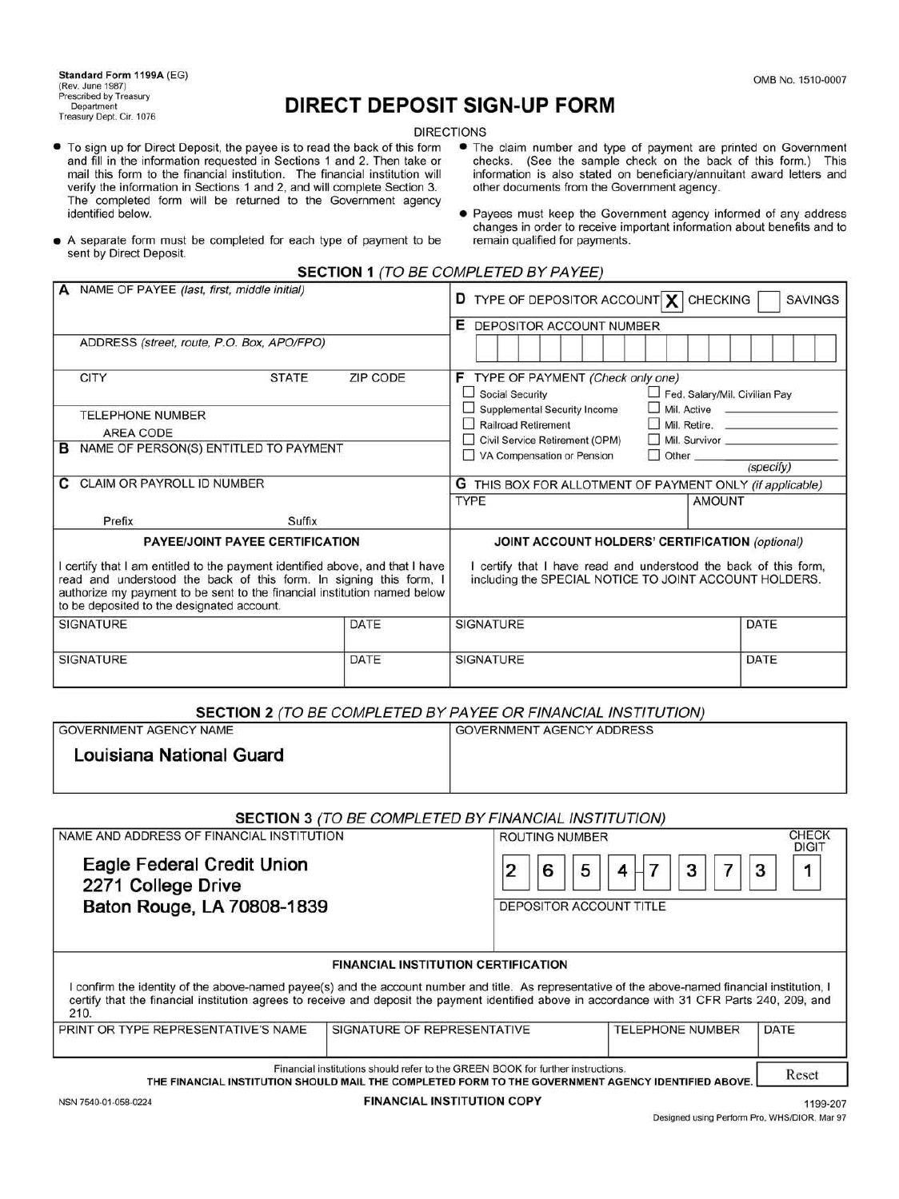Standard Form 1199A (EG)
(Rev. June 1987)
Prescribed by Treasury Department
Treasury Dept. Cir. 1076

OMB No. 1510-0007

# DIRECT DEPOSIT SIGN-UP FORM

DIRECTIONS

- To sign up for Direct Deposit, the payee is to read the back of this form and fill in the information requested in Sections 1 and 2. Then take or mail this form to the financial institution. The financial institution will verify the information in Sections 1 and 2, and will complete Section 3. The completed form will be returned to the Government agency identified below.
- A separate form must be completed for each type of payment to be sent by Direct Deposit.
- The claim number and type of payment are printed on Government checks. (See the sample check on the back of this form.) This information is also stated on beneficiary/annuitant award letters and other documents from the Government agency.
- Payees must keep the Government agency informed of any address changes in order to receive important information about benefits and to remain qualified for payments.

## SECTION 1 *(TO BE COMPLETED BY PAYEE)*

| | |
|---|---|
| **A** NAME OF PAYEE *(last, first, middle initial)* | **D** TYPE OF DEPOSITOR ACCOUNT ☒ CHECKING ☐ SAVINGS |
| ADDRESS *(street, route, P.O. Box, APO/FPO)* | **E** DEPOSITOR ACCOUNT NUMBER |
| CITY &nbsp;&nbsp; STATE &nbsp;&nbsp; ZIP CODE | **F** TYPE OF PAYMENT *(Check only one)*<br>☐ Social Security ☐ Fed. Salary/Mil. Civilian Pay<br>☐ Supplemental Security Income ☐ Mil. Active<br>☐ Railroad Retirement ☐ Mil. Retire.<br>☐ Civil Service Retirement (OPM) ☐ Mil. Survivor<br>☐ VA Compensation or Pension ☐ Other *(specify)* |
| TELEPHONE NUMBER<br>AREA CODE | |
| **B** NAME OF PERSON(S) ENTITLED TO PAYMENT | |
| **C** CLAIM OR PAYROLL ID NUMBER<br>Prefix &nbsp;&nbsp; Suffix | **G** THIS BOX FOR ALLOTMENT OF PAYMENT ONLY *(if applicable)*<br>TYPE &nbsp;&nbsp; AMOUNT |

| PAYEE/JOINT PAYEE CERTIFICATION | | JOINT ACCOUNT HOLDERS' CERTIFICATION *(optional)* | |
|---|---|---|---|
| I certify that I am entitled to the payment identified above, and that I have read and understood the back of this form. In signing this form, I authorize my payment to be sent to the financial institution named below to be deposited to the designated account. | | I certify that I have read and understood the back of this form, including the SPECIAL NOTICE TO JOINT ACCOUNT HOLDERS. | |
| SIGNATURE | DATE | SIGNATURE | DATE |
| SIGNATURE | DATE | SIGNATURE | DATE |

## SECTION 2 *(TO BE COMPLETED BY PAYEE OR FINANCIAL INSTITUTION)*

| GOVERNMENT AGENCY NAME | GOVERNMENT AGENCY ADDRESS |
|---|---|
| **Louisiana National Guard** | |

## SECTION 3 *(TO BE COMPLETED BY FINANCIAL INSTITUTION)*

| NAME AND ADDRESS OF FINANCIAL INSTITUTION | ROUTING NUMBER | CHECK DIGIT |
|---|---|---|
| **Eagle Federal Credit Union**<br>**2271 College Drive**<br>**Baton Rouge, LA 70808-1839** | 2 6 5 4 - 7 3 7 3 | 1 |
| | DEPOSITOR ACCOUNT TITLE | |

**FINANCIAL INSTITUTION CERTIFICATION**

I confirm the identity of the above-named payee(s) and the account number and title. As representative of the above-named financial institution, I certify that the financial institution agrees to receive and deposit the payment identified above in accordance with 31 CFR Parts 240, 209, and 210.

| PRINT OR TYPE REPRESENTATIVE'S NAME | SIGNATURE OF REPRESENTATIVE | TELEPHONE NUMBER | DATE |
|---|---|---|---|
| | | | |

Financial institutions should refer to the GREEN BOOK for further instructions.
**THE FINANCIAL INSTITUTION SHOULD MAIL THE COMPLETED FORM TO THE GOVERNMENT AGENCY IDENTIFIED ABOVE.**

Reset

NSN 7540-01-058-0224

**FINANCIAL INSTITUTION COPY**

1199-207
Designed using Perform Pro, WHS/DIOR, Mar 97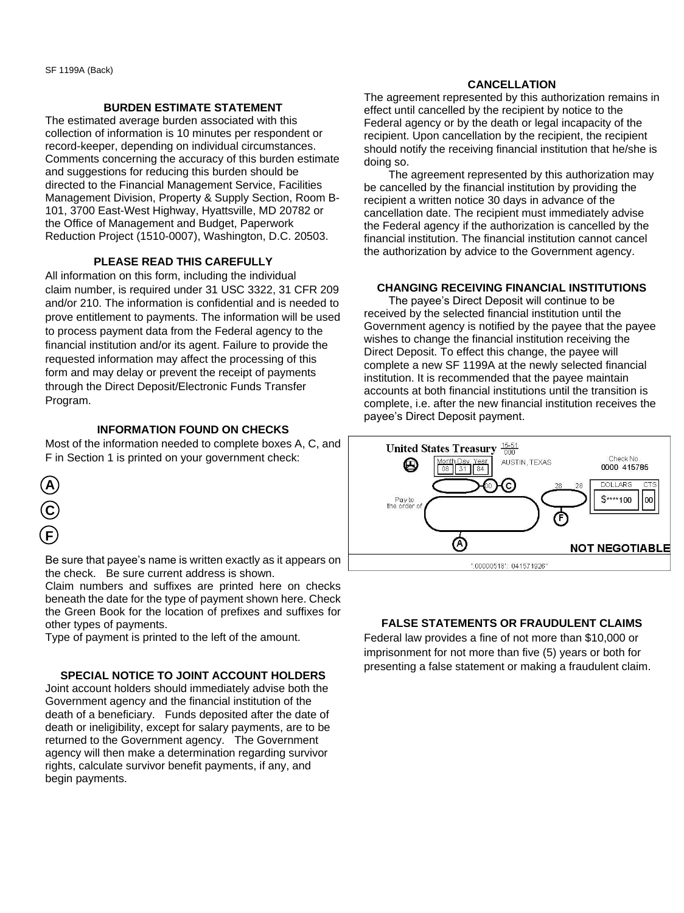SF 1199A (Back)

## BURDEN ESTIMATE STATEMENT

The estimated average burden associated with this collection of information is 10 minutes per respondent or record-keeper, depending on individual circumstances. Comments concerning the accuracy of this burden estimate and suggestions for reducing this burden should be directed to the Financial Management Service, Facilities Management Division, Property & Supply Section, Room B-101, 3700 East-West Highway, Hyattsville, MD 20782 or the Office of Management and Budget, Paperwork Reduction Project (1510-0007), Washington, D.C. 20503.

## PLEASE READ THIS CAREFULLY

All information on this form, including the individual claim number, is required under 31 USC 3322, 31 CFR 209 and/or 210. The information is confidential and is needed to prove entitlement to payments. The information will be used to process payment data from the Federal agency to the financial institution and/or its agent. Failure to provide the requested information may affect the processing of this form and may delay or prevent the receipt of payments through the Direct Deposit/Electronic Funds Transfer Program.

## INFORMATION FOUND ON CHECKS

Most of the information needed to complete boxes A, C, and F in Section 1 is printed on your government check:

**(A)** Be sure that payee's name is written exactly as it appears on the check. Be sure current address is shown.

**(C)** Claim numbers and suffixes are printed here on checks beneath the date for the type of payment shown here. Check the Green Book for the location of prefixes and suffixes for other types of payments.

**(F)** Type of payment is printed to the left of the amount.

United States Treasury 15-51/000
Month Day Year 08 31 84 AUSTIN, TEXAS Check No. 0000 415785
00 (C) 28 28 DOLLARS CTS $****100 00
Pay to the order of (A) (F)
NOT NEGOTIABLE
":00000518": 041571926"

## SPECIAL NOTICE TO JOINT ACCOUNT HOLDERS

Joint account holders should immediately advise both the Government agency and the financial institution of the death of a beneficiary. Funds deposited after the date of death or ineligibility, except for salary payments, are to be returned to the Government agency. The Government agency will then make a determination regarding survivor rights, calculate survivor benefit payments, if any, and begin payments.

## CANCELLATION

The agreement represented by this authorization remains in effect until cancelled by the recipient by notice to the Federal agency or by the death or legal incapacity of the recipient. Upon cancellation by the recipient, the recipient should notify the receiving financial institution that he/she is doing so.

The agreement represented by this authorization may be cancelled by the financial institution by providing the recipient a written notice 30 days in advance of the cancellation date. The recipient must immediately advise the Federal agency if the authorization is cancelled by the financial institution. The financial institution cannot cancel the authorization by advice to the Government agency.

## CHANGING RECEIVING FINANCIAL INSTITUTIONS

The payee's Direct Deposit will continue to be received by the selected financial institution until the Government agency is notified by the payee that the payee wishes to change the financial institution receiving the Direct Deposit. To effect this change, the payee will complete a new SF 1199A at the newly selected financial institution. It is recommended that the payee maintain accounts at both financial institutions until the transition is complete, i.e. after the new financial institution receives the payee's Direct Deposit payment.

## FALSE STATEMENTS OR FRAUDULENT CLAIMS

Federal law provides a fine of not more than $10,000 or imprisonment for not more than five (5) years or both for presenting a false statement or making a fraudulent claim.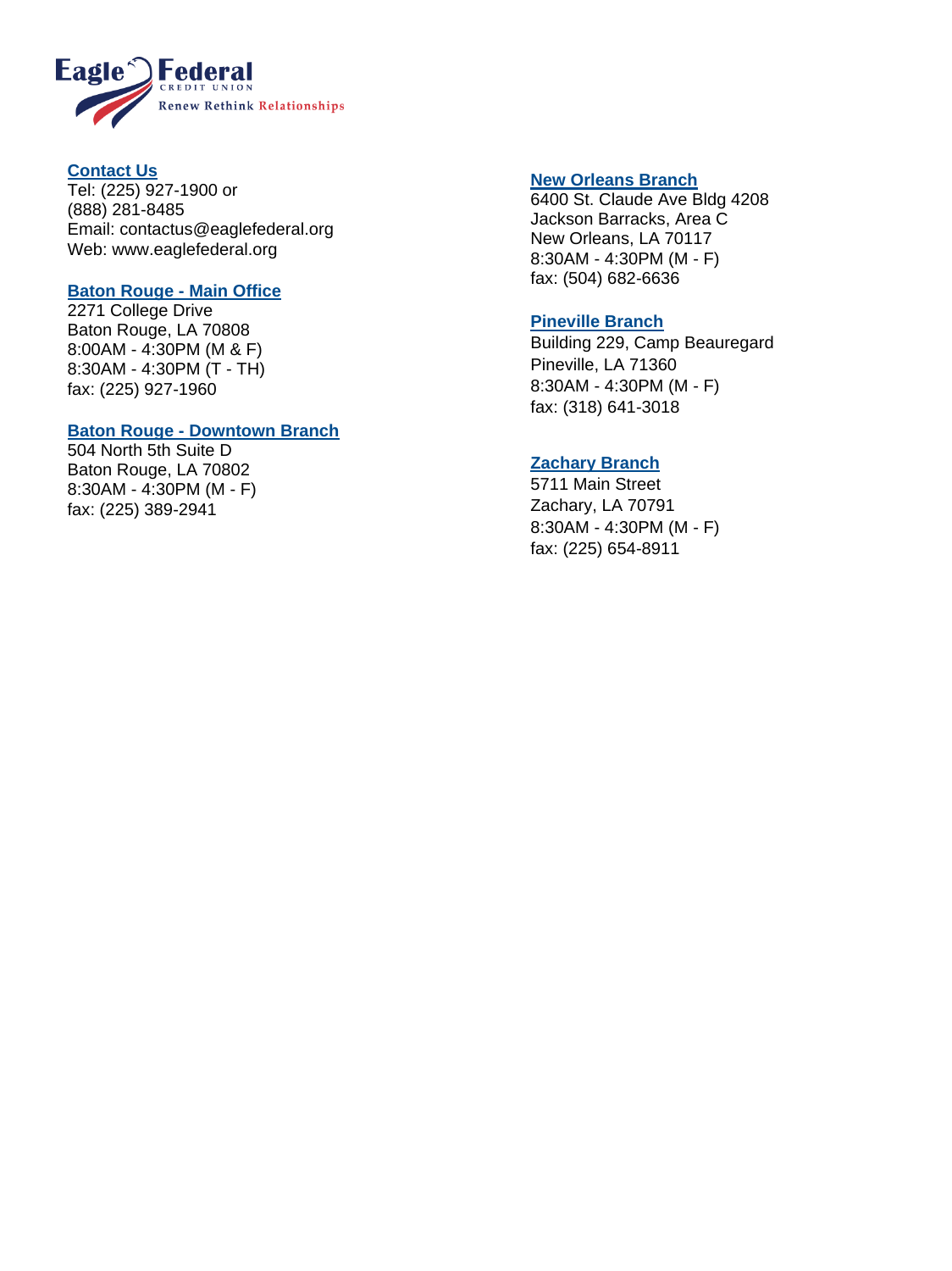Eagle Federal Credit Union
Renew Rethink Relationships

**Contact Us**
Tel: (225) 927-1900 or
(888) 281-8485
Email: contactus@eaglefederal.org
Web: www.eaglefederal.org

**Baton Rouge - Main Office**
2271 College Drive
Baton Rouge, LA 70808
8:00AM - 4:30PM (M & F)
8:30AM - 4:30PM (T - TH)
fax: (225) 927-1960

**Baton Rouge - Downtown Branch**
504 North 5th Suite D
Baton Rouge, LA 70802
8:30AM - 4:30PM (M - F)
fax: (225) 389-2941

**New Orleans Branch**
6400 St. Claude Ave Bldg 4208
Jackson Barracks, Area C
New Orleans, LA 70117
8:30AM - 4:30PM (M - F)
fax: (504) 682-6636

**Pineville Branch**
Building 229, Camp Beauregard
Pineville, LA 71360
8:30AM - 4:30PM (M - F)
fax: (318) 641-3018

**Zachary Branch**
5711 Main Street
Zachary, LA 70791
8:30AM - 4:30PM (M - F)
fax: (225) 654-8911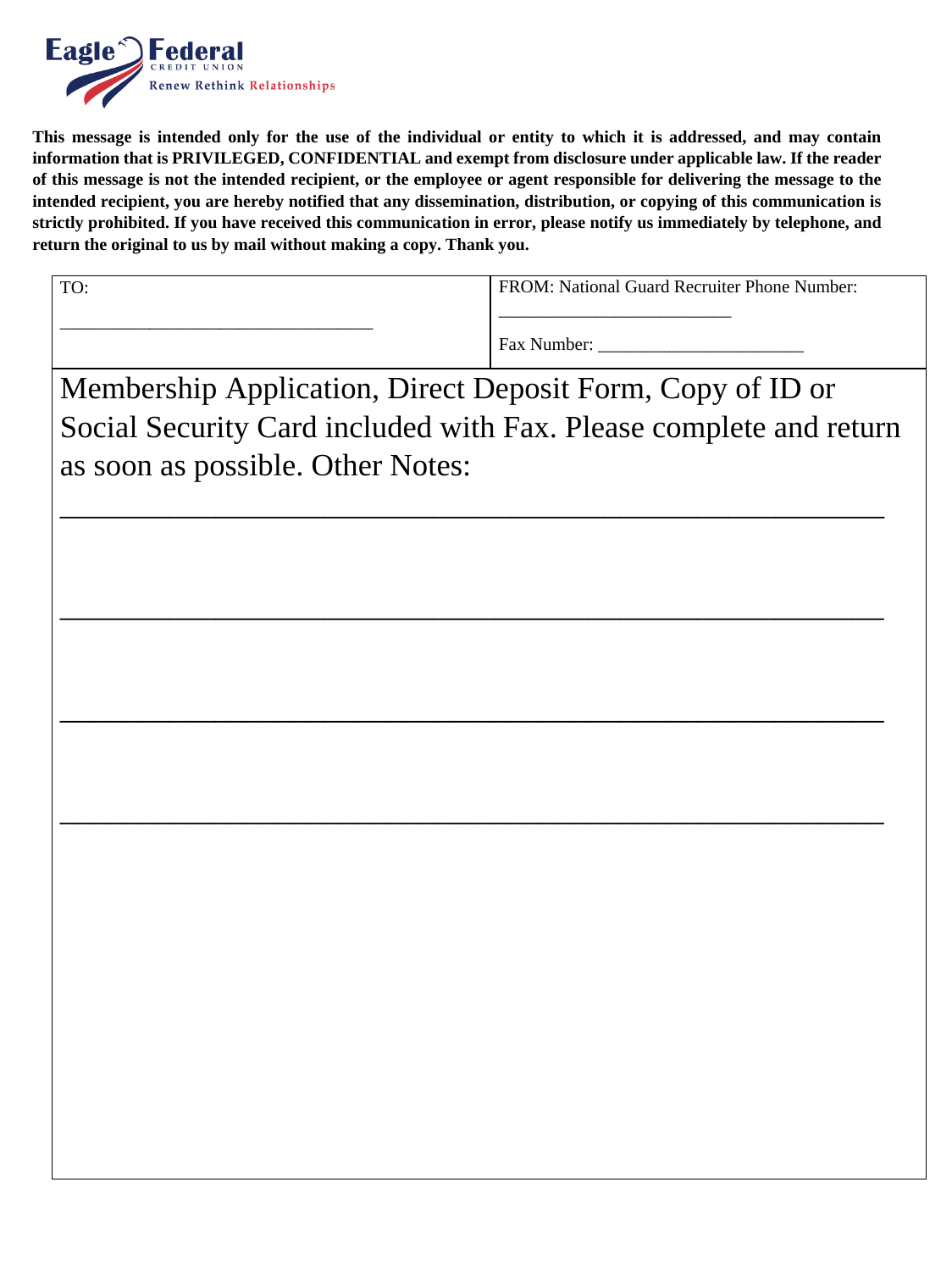Eagle Federal
CREDIT UNION
Renew Rethink Relationships

**This message is intended only for the use of the individual or entity to which it is addressed, and may contain information that is PRIVILEGED, CONFIDENTIAL and exempt from disclosure under applicable law. If the reader of this message is not the intended recipient, or the employee or agent responsible for delivering the message to the intended recipient, you are hereby notified that any dissemination, distribution, or copying of this communication is strictly prohibited. If you have received this communication in error, please notify us immediately by telephone, and return the original to us by mail without making a copy. Thank you.**

| | |
|---|---|
| TO: ________________________________ | FROM: National Guard Recruiter Phone Number: ________________________ Fax Number: ______________________ |

Membership Application, Direct Deposit Form, Copy of ID or Social Security Card included with Fax. Please complete and return as soon as possible. Other Notes:

___________________________________________________________

___________________________________________________________

___________________________________________________________

___________________________________________________________